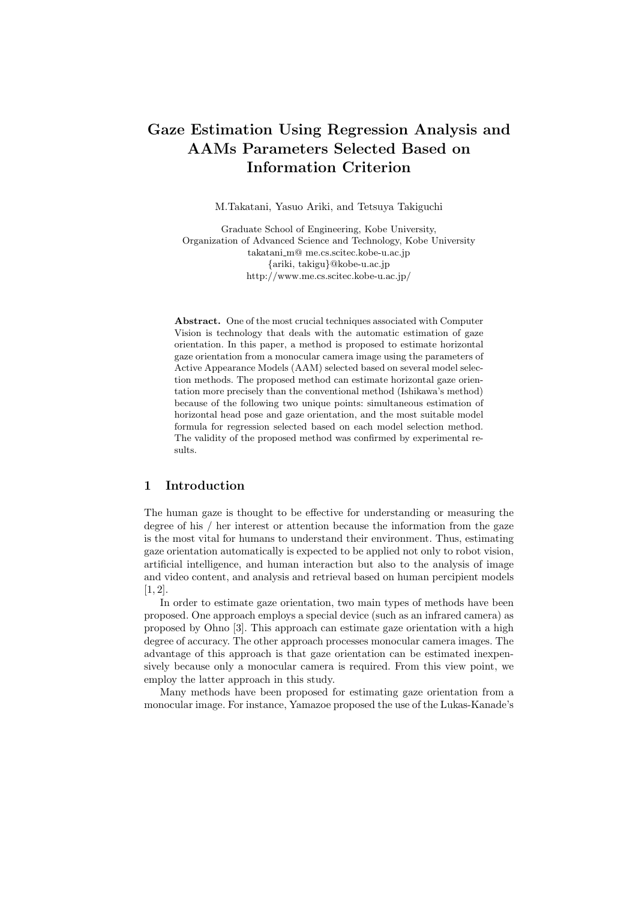# Gaze Estimation Using Regression Analysis and AAMs Parameters Selected Based on Information Criterion

M.Takatani, Yasuo Ariki, and Tetsuya Takiguchi

Graduate School of Engineering, Kobe University,
Organization of Advanced Science and Technology, Kobe University
takatani_m@ me.cs.scitec.kobe-u.ac.jp
{ariki, takigu}@kobe-u.ac.jp
http://www.me.cs.scitec.kobe-u.ac.jp/

**Abstract.** One of the most crucial techniques associated with Computer Vision is technology that deals with the automatic estimation of gaze orientation. In this paper, a method is proposed to estimate horizontal gaze orientation from a monocular camera image using the parameters of Active Appearance Models (AAM) selected based on several model selection methods. The proposed method can estimate horizontal gaze orientation more precisely than the conventional method (Ishikawa's method) because of the following two unique points: simultaneous estimation of horizontal head pose and gaze orientation, and the most suitable model formula for regression selected based on each model selection method. The validity of the proposed method was confirmed by experimental results.

## 1 Introduction

The human gaze is thought to be effective for understanding or measuring the degree of his / her interest or attention because the information from the gaze is the most vital for humans to understand their environment. Thus, estimating gaze orientation automatically is expected to be applied not only to robot vision, artificial intelligence, and human interaction but also to the analysis of image and video content, and analysis and retrieval based on human percipient models [1, 2].

In order to estimate gaze orientation, two main types of methods have been proposed. One approach employs a special device (such as an infrared camera) as proposed by Ohno [3]. This approach can estimate gaze orientation with a high degree of accuracy. The other approach processes monocular camera images. The advantage of this approach is that gaze orientation can be estimated inexpensively because only a monocular camera is required. From this view point, we employ the latter approach in this study.

Many methods have been proposed for estimating gaze orientation from a monocular image. For instance, Yamazoe proposed the use of the Lukas-Kanade's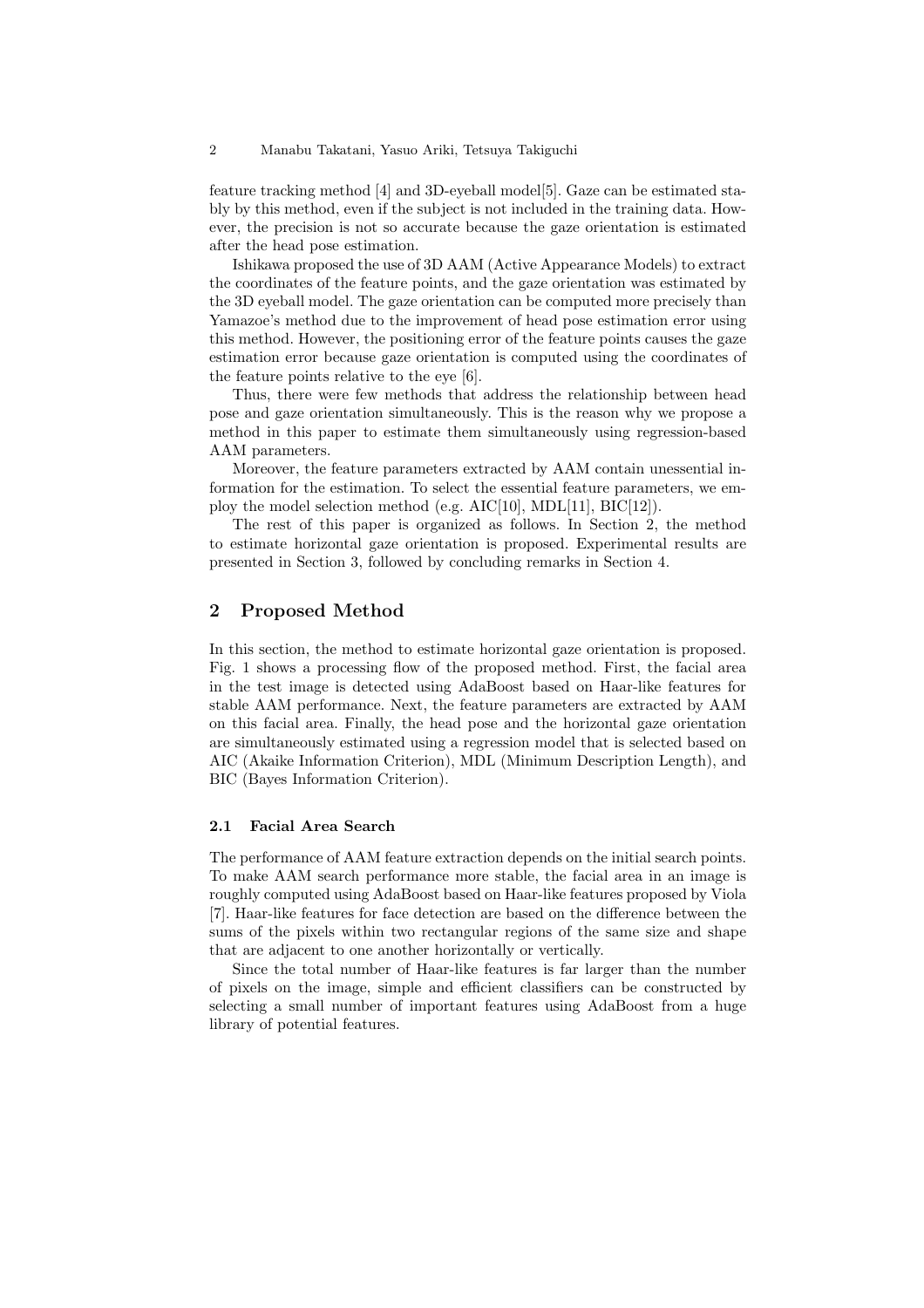feature tracking method [4] and 3D-eyeball model[5]. Gaze can be estimated stably by this method, even if the subject is not included in the training data. However, the precision is not so accurate because the gaze orientation is estimated after the head pose estimation.

Ishikawa proposed the use of 3D AAM (Active Appearance Models) to extract the coordinates of the feature points, and the gaze orientation was estimated by the 3D eyeball model. The gaze orientation can be computed more precisely than Yamazoe's method due to the improvement of head pose estimation error using this method. However, the positioning error of the feature points causes the gaze estimation error because gaze orientation is computed using the coordinates of the feature points relative to the eye [6].

Thus, there were few methods that address the relationship between head pose and gaze orientation simultaneously. This is the reason why we propose a method in this paper to estimate them simultaneously using regression-based AAM parameters.

Moreover, the feature parameters extracted by AAM contain unessential information for the estimation. To select the essential feature parameters, we employ the model selection method (e.g. AIC[10], MDL[11], BIC[12]).

The rest of this paper is organized as follows. In Section 2, the method to estimate horizontal gaze orientation is proposed. Experimental results are presented in Section 3, followed by concluding remarks in Section 4.

## 2 Proposed Method

In this section, the method to estimate horizontal gaze orientation is proposed. Fig. 1 shows a processing flow of the proposed method. First, the facial area in the test image is detected using AdaBoost based on Haar-like features for stable AAM performance. Next, the feature parameters are extracted by AAM on this facial area. Finally, the head pose and the horizontal gaze orientation are simultaneously estimated using a regression model that is selected based on AIC (Akaike Information Criterion), MDL (Minimum Description Length), and BIC (Bayes Information Criterion).

### 2.1 Facial Area Search

The performance of AAM feature extraction depends on the initial search points. To make AAM search performance more stable, the facial area in an image is roughly computed using AdaBoost based on Haar-like features proposed by Viola [7]. Haar-like features for face detection are based on the difference between the sums of the pixels within two rectangular regions of the same size and shape that are adjacent to one another horizontally or vertically.

Since the total number of Haar-like features is far larger than the number of pixels on the image, simple and efficient classifiers can be constructed by selecting a small number of important features using AdaBoost from a huge library of potential features.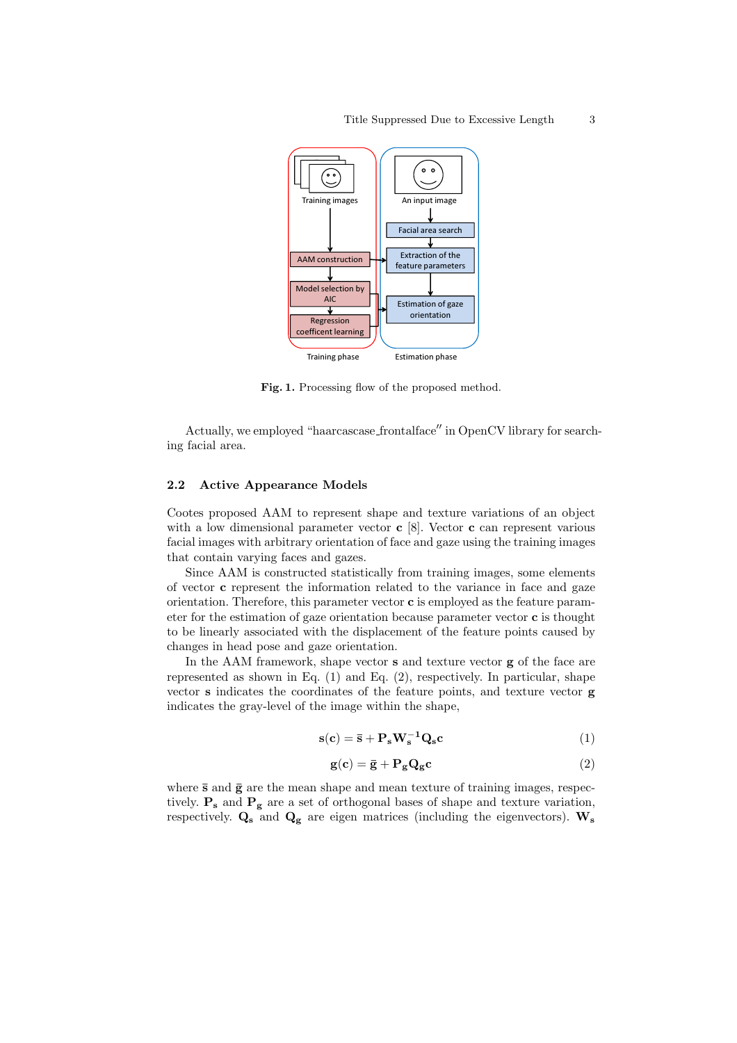Fig. 1. Processing flow of the proposed method.

Actually, we employed “haarcascase_frontalface″ in OpenCV library for searching facial area.

### 2.2 Active Appearance Models

Cootes proposed AAM to represent shape and texture variations of an object with a low dimensional parameter vector $\mathbf{c}$ [8]. Vector $\mathbf{c}$ can represent various facial images with arbitrary orientation of face and gaze using the training images that contain varying faces and gazes.

Since AAM is constructed statistically from training images, some elements of vector $\mathbf{c}$ represent the information related to the variance in face and gaze orientation. Therefore, this parameter vector $\mathbf{c}$ is employed as the feature parameter for the estimation of gaze orientation because parameter vector $\mathbf{c}$ is thought to be linearly associated with the displacement of the feature points caused by changes in head pose and gaze orientation.

In the AAM framework, shape vector $\mathbf{s}$ and texture vector $\mathbf{g}$ of the face are represented as shown in Eq. (1) and Eq. (2), respectively. In particular, shape vector $\mathbf{s}$ indicates the coordinates of the feature points, and texture vector $\mathbf{g}$ indicates the gray-level of the image within the shape,

$$\mathbf{s}(\mathbf{c}) = \bar{\mathbf{s}} + \mathbf{P_s}\mathbf{W_s^{-1}}\mathbf{Q_s}\mathbf{c} \tag{1}$$

$$\mathbf{g}(\mathbf{c}) = \bar{\mathbf{g}} + \mathbf{P_g}\mathbf{Q_g}\mathbf{c} \tag{2}$$

where $\bar{\mathbf{s}}$ and $\bar{\mathbf{g}}$ are the mean shape and mean texture of training images, respectively. $\mathbf{P_s}$ and $\mathbf{P_g}$ are a set of orthogonal bases of shape and texture variation, respectively. $\mathbf{Q_s}$ and $\mathbf{Q_g}$ are eigen matrices (including the eigenvectors). $\mathbf{W_s}$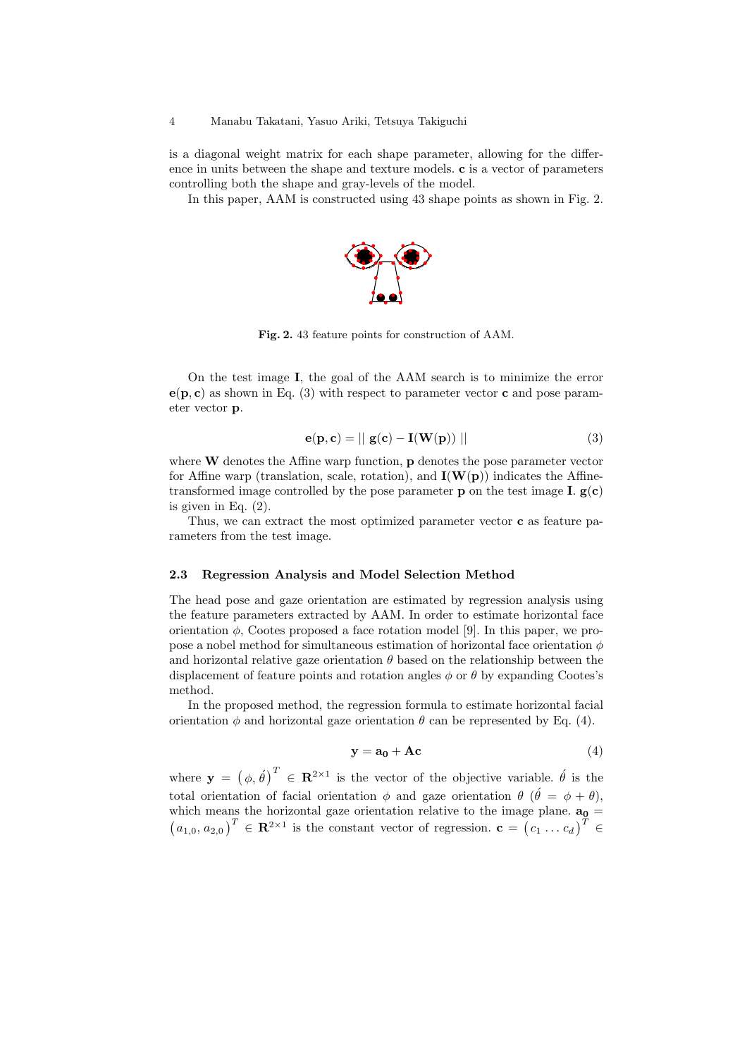is a diagonal weight matrix for each shape parameter, allowing for the difference in units between the shape and texture models. $\mathbf{c}$ is a vector of parameters controlling both the shape and gray-levels of the model.

In this paper, AAM is constructed using 43 shape points as shown in Fig. 2.

**Fig. 2.** 43 feature points for construction of AAM.

On the test image $\mathbf{I}$, the goal of the AAM search is to minimize the error $\mathbf{e}(\mathbf{p}, \mathbf{c})$ as shown in Eq. (3) with respect to parameter vector $\mathbf{c}$ and pose parameter vector $\mathbf{p}$.

$$\mathbf{e}(\mathbf{p}, \mathbf{c}) = || \; \mathbf{g}(\mathbf{c}) - \mathbf{I}(\mathbf{W}(\mathbf{p})) \; || \tag{3}$$

where $\mathbf{W}$ denotes the Affine warp function, $\mathbf{p}$ denotes the pose parameter vector for Affine warp (translation, scale, rotation), and $\mathbf{I}(\mathbf{W}(\mathbf{p}))$ indicates the Affine-transformed image controlled by the pose parameter $\mathbf{p}$ on the test image $\mathbf{I}$. $\mathbf{g}(\mathbf{c})$ is given in Eq. (2).

Thus, we can extract the most optimized parameter vector $\mathbf{c}$ as feature parameters from the test image.

### 2.3 Regression Analysis and Model Selection Method

The head pose and gaze orientation are estimated by regression analysis using the feature parameters extracted by AAM. In order to estimate horizontal face orientation $\phi$, Cootes proposed a face rotation model [9]. In this paper, we propose a nobel method for simultaneous estimation of horizontal face orientation $\phi$ and horizontal relative gaze orientation $\theta$ based on the relationship between the displacement of feature points and rotation angles $\phi$ or $\theta$ by expanding Cootes's method.

In the proposed method, the regression formula to estimate horizontal facial orientation $\phi$ and horizontal gaze orientation $\theta$ can be represented by Eq. (4).

$$\mathbf{y} = \mathbf{a_0} + \mathbf{A}\mathbf{c} \tag{4}$$

where $\mathbf{y} = \left( \phi, \acute{\theta} \right)^T \in \mathbf{R}^{2\times1}$ is the vector of the objective variable. $\acute{\theta}$ is the total orientation of facial orientation $\phi$ and gaze orientation $\theta$ ($\acute{\theta} = \phi + \theta$), which means the horizontal gaze orientation relative to the image plane. $\mathbf{a_0} = \left( a_{1,0}, a_{2,0} \right)^T \in \mathbf{R}^{2\times1}$ is the constant vector of regression. $\mathbf{c} = \left( c_1 \ldots c_d \right)^T \in$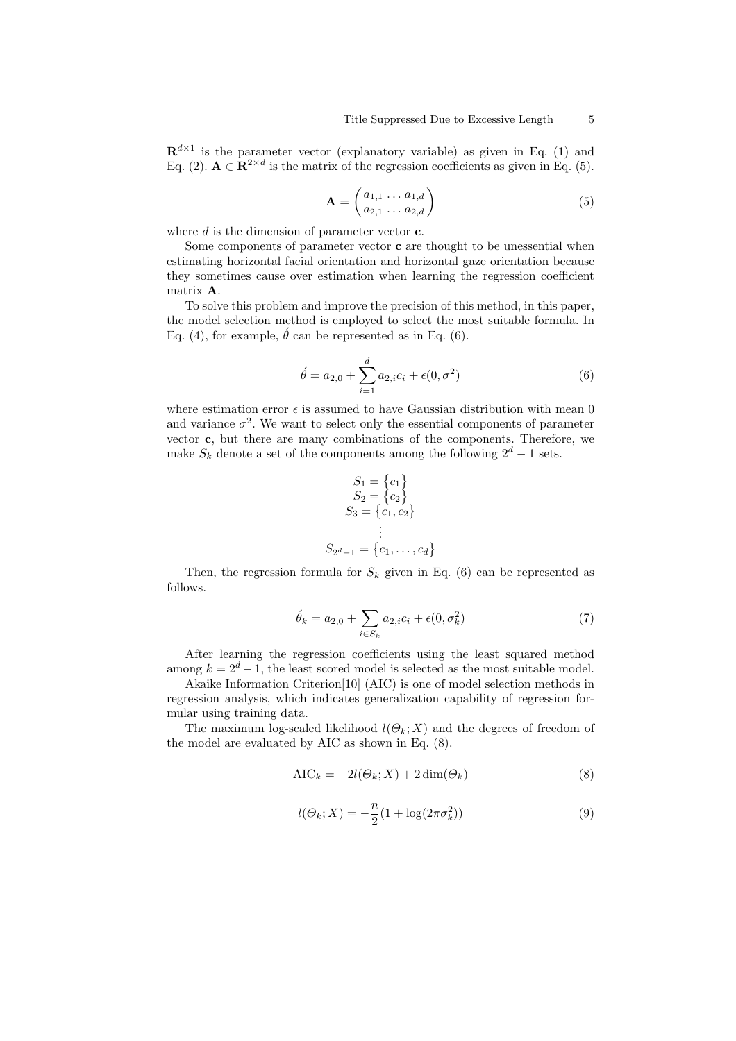$\mathbf{R}^{d \times 1}$ is the parameter vector (explanatory variable) as given in Eq. (1) and Eq. (2). $\mathbf{A} \in \mathbf{R}^{2 \times d}$ is the matrix of the regression coefficients as given in Eq. (5).

$$\mathbf{A} = \begin{pmatrix} a_{1,1} \ldots a_{1,d} \\ a_{2,1} \ldots a_{2,d} \end{pmatrix} \tag{5}$$

where $d$ is the dimension of parameter vector $\mathbf{c}$.

Some components of parameter vector $\mathbf{c}$ are thought to be unessential when estimating horizontal facial orientation and horizontal gaze orientation because they sometimes cause over estimation when learning the regression coefficient matrix $\mathbf{A}$.

To solve this problem and improve the precision of this method, in this paper, the model selection method is employed to select the most suitable formula. In Eq. (4), for example, $\acute{\theta}$ can be represented as in Eq. (6).

$$\acute{\theta} = a_{2,0} + \sum_{i=1}^{d} a_{2,i} c_i + \epsilon(0, \sigma^2) \tag{6}$$

where estimation error $\epsilon$ is assumed to have Gaussian distribution with mean 0 and variance $\sigma^2$. We want to select only the essential components of parameter vector $\mathbf{c}$, but there are many combinations of the components. Therefore, we make $S_k$ denote a set of the components among the following $2^d - 1$ sets.

$$\begin{gathered} S_1 = \{c_1\} \\ S_2 = \{c_2\} \\ S_3 = \{c_1, c_2\} \\ \vdots \\ S_{2^d - 1} = \{c_1, \ldots, c_d\} \end{gathered}$$

Then, the regression formula for $S_k$ given in Eq. (6) can be represented as follows.

$$\acute{\theta}_k = a_{2,0} + \sum_{i \in S_k} a_{2,i} c_i + \epsilon(0, \sigma_k^2) \tag{7}$$

After learning the regression coefficients using the least squared method among $k = 2^d - 1$, the least scored model is selected as the most suitable model.

Akaike Information Criterion[10] (AIC) is one of model selection methods in regression analysis, which indicates generalization capability of regression formular using training data.

The maximum log-scaled likelihood $l(\Theta_k; X)$ and the degrees of freedom of the model are evaluated by AIC as shown in Eq. (8).

$$\mathrm{AIC}_k = -2l(\Theta_k; X) + 2\dim(\Theta_k) \tag{8}$$

$$l(\Theta_k; X) = -\frac{n}{2}(1 + \log(2\pi\sigma_k^2)) \tag{9}$$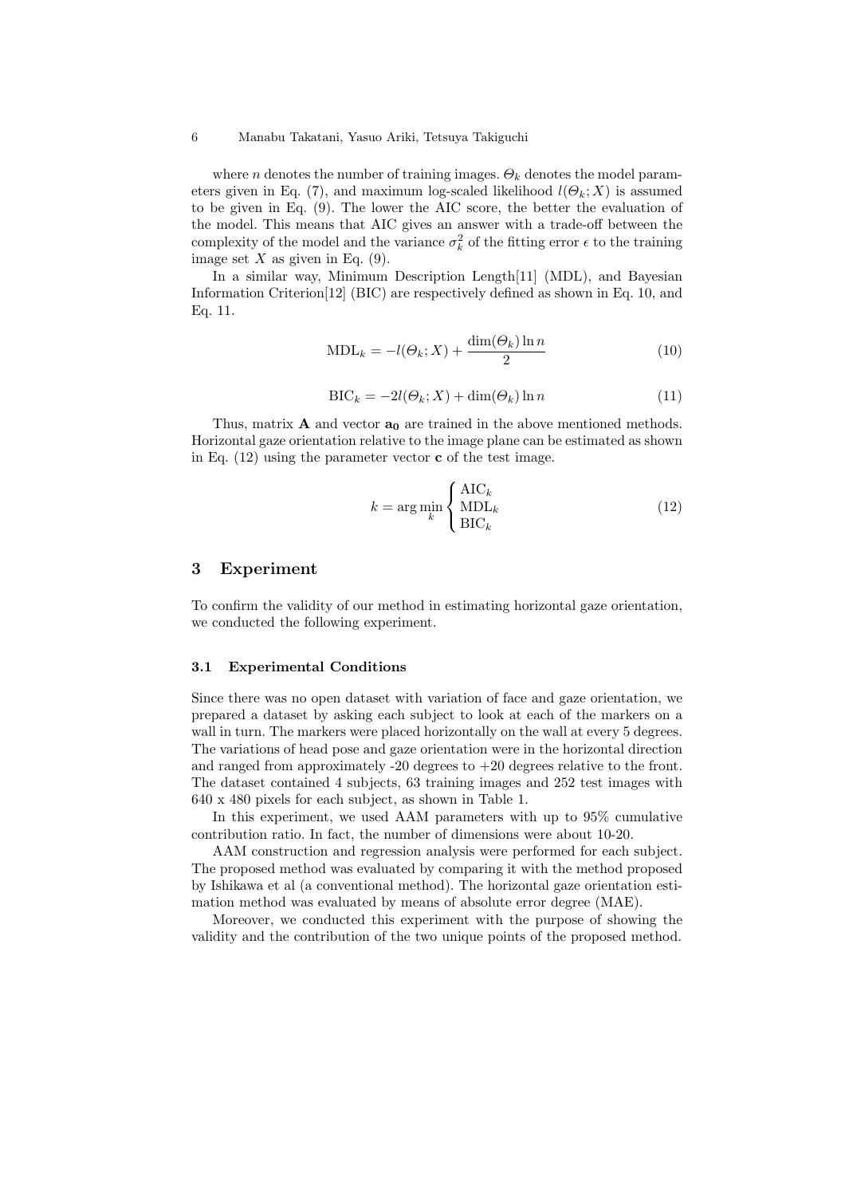where $n$ denotes the number of training images. $\Theta_k$ denotes the model parameters given in Eq. (7), and maximum log-scaled likelihood $l(\Theta_k; X)$ is assumed to be given in Eq. (9). The lower the AIC score, the better the evaluation of the model. This means that AIC gives an answer with a trade-off between the complexity of the model and the variance $\sigma_k^2$ of the fitting error $\epsilon$ to the training image set $X$ as given in Eq. (9).

In a similar way, Minimum Description Length[11] (MDL), and Bayesian Information Criterion[12] (BIC) are respectively defined as shown in Eq. 10, and Eq. 11.

$$\mathrm{MDL}_k = -l(\Theta_k; X) + \frac{\dim(\Theta_k) \ln n}{2} \tag{10}$$

$$\mathrm{BIC}_k = -2l(\Theta_k; X) + \dim(\Theta_k) \ln n \tag{11}$$

Thus, matrix $\mathbf{A}$ and vector $\mathbf{a_0}$ are trained in the above mentioned methods. Horizontal gaze orientation relative to the image plane can be estimated as shown in Eq. (12) using the parameter vector $\mathbf{c}$ of the test image.

$$k = \arg\min_k \begin{cases} \mathrm{AIC}_k \\ \mathrm{MDL}_k \\ \mathrm{BIC}_k \end{cases} \tag{12}$$

## 3 Experiment

To confirm the validity of our method in estimating horizontal gaze orientation, we conducted the following experiment.

### 3.1 Experimental Conditions

Since there was no open dataset with variation of face and gaze orientation, we prepared a dataset by asking each subject to look at each of the markers on a wall in turn. The markers were placed horizontally on the wall at every 5 degrees. The variations of head pose and gaze orientation were in the horizontal direction and ranged from approximately -20 degrees to +20 degrees relative to the front. The dataset contained 4 subjects, 63 training images and 252 test images with 640 x 480 pixels for each subject, as shown in Table 1.

In this experiment, we used AAM parameters with up to 95% cumulative contribution ratio. In fact, the number of dimensions were about 10-20.

AAM construction and regression analysis were performed for each subject. The proposed method was evaluated by comparing it with the method proposed by Ishikawa et al (a conventional method). The horizontal gaze orientation estimation method was evaluated by means of absolute error degree (MAE).

Moreover, we conducted this experiment with the purpose of showing the validity and the contribution of the two unique points of the proposed method.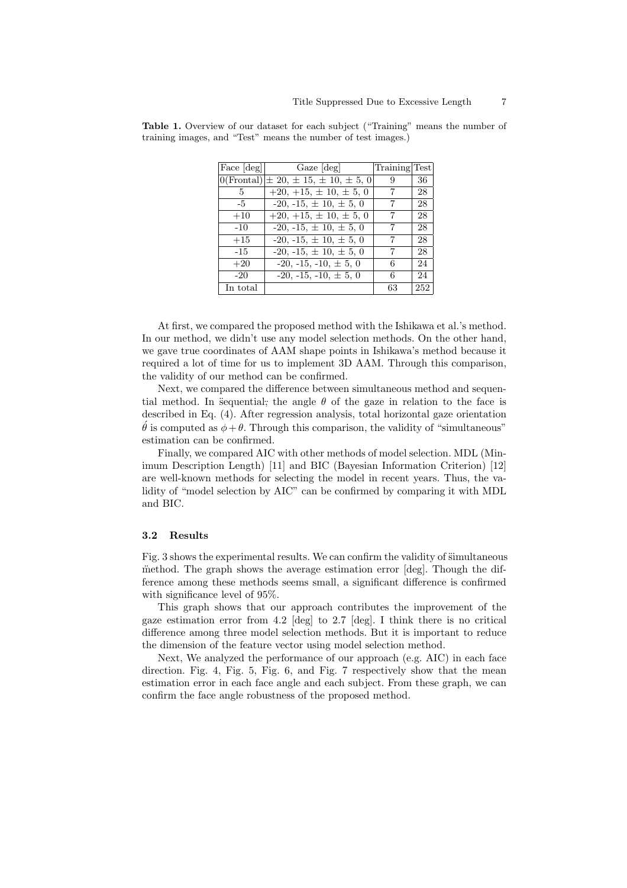**Table 1.** Overview of our dataset for each subject ("Training" means the number of training images, and "Test" means the number of test images.)

| Face [deg] | Gaze [deg] | Training | Test |
|---|---|---|---|
| 0(Frontal) | ± 20, ± 15, ± 10, ± 5, 0 | 9 | 36 |
| 5 | +20, +15, ± 10, ± 5, 0 | 7 | 28 |
| -5 | -20, -15, ± 10, ± 5, 0 | 7 | 28 |
| +10 | +20, +15, ± 10, ± 5, 0 | 7 | 28 |
| -10 | -20, -15, ± 10, ± 5, 0 | 7 | 28 |
| +15 | -20, -15, ± 10, ± 5, 0 | 7 | 28 |
| -15 | -20, -15, ± 10, ± 5, 0 | 7 | 28 |
| +20 | -20, -15, -10, ± 5, 0 | 6 | 24 |
| -20 | -20, -15, -10, ± 5, 0 | 6 | 24 |
| In total | | 63 | 252 |

At first, we compared the proposed method with the Ishikawa et al.'s method. In our method, we didn't use any model selection methods. On the other hand, we gave true coordinates of AAM shape points in Ishikawa's method because it required a lot of time for us to implement 3D AAM. Through this comparison, the validity of our method can be confirmed.

Next, we compared the difference between simultaneous method and sequential method. In s̈equential; the angle $\theta$ of the gaze in relation to the face is described in Eq. (4). After regression analysis, total horizontal gaze orientation $\acute{\theta}$ is computed as $\phi + \theta$. Through this comparison, the validity of "simultaneous" estimation can be confirmed.

Finally, we compared AIC with other methods of model selection. MDL (Minimum Description Length) [11] and BIC (Bayesian Information Criterion) [12] are well-known methods for selecting the model in recent years. Thus, the validity of "model selection by AIC" can be confirmed by comparing it with MDL and BIC.

### 3.2 Results

Fig. 3 shows the experimental results. We can confirm the validity of s̈imultaneous m̈ethod. The graph shows the average estimation error [deg]. Though the difference among these methods seems small, a significant difference is confirmed with significance level of 95%.

This graph shows that our approach contributes the improvement of the gaze estimation error from 4.2 [deg] to 2.7 [deg]. I think there is no critical difference among three model selection methods. But it is important to reduce the dimension of the feature vector using model selection method.

Next, We analyzed the performance of our approach (e.g. AIC) in each face direction. Fig. 4, Fig. 5, Fig. 6, and Fig. 7 respectively show that the mean estimation error in each face angle and each subject. From these graph, we can confirm the face angle robustness of the proposed method.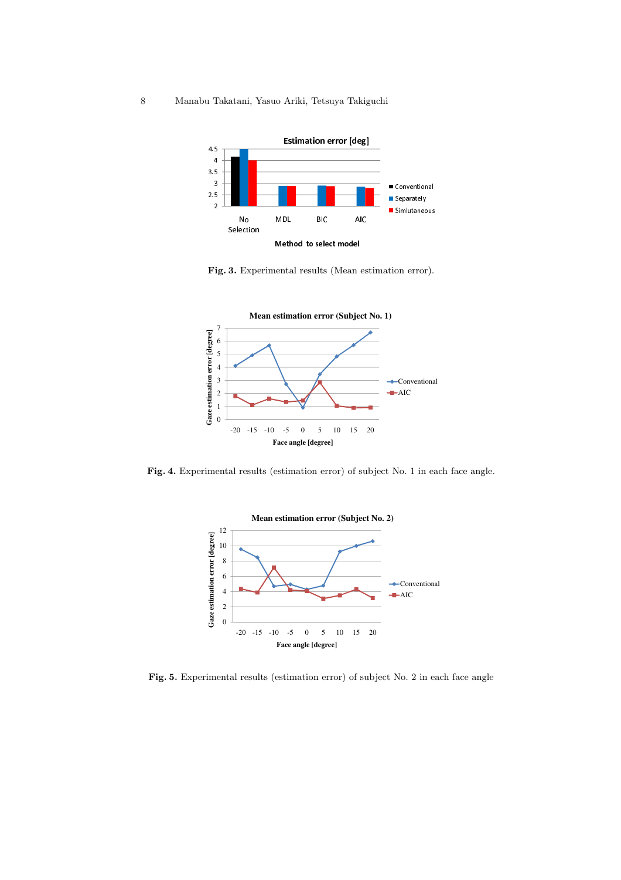Fig. 3. Experimental results (Mean estimation error).

Fig. 4. Experimental results (estimation error) of subject No. 1 in each face angle.

Fig. 5. Experimental results (estimation error) of subject No. 2 in each face angle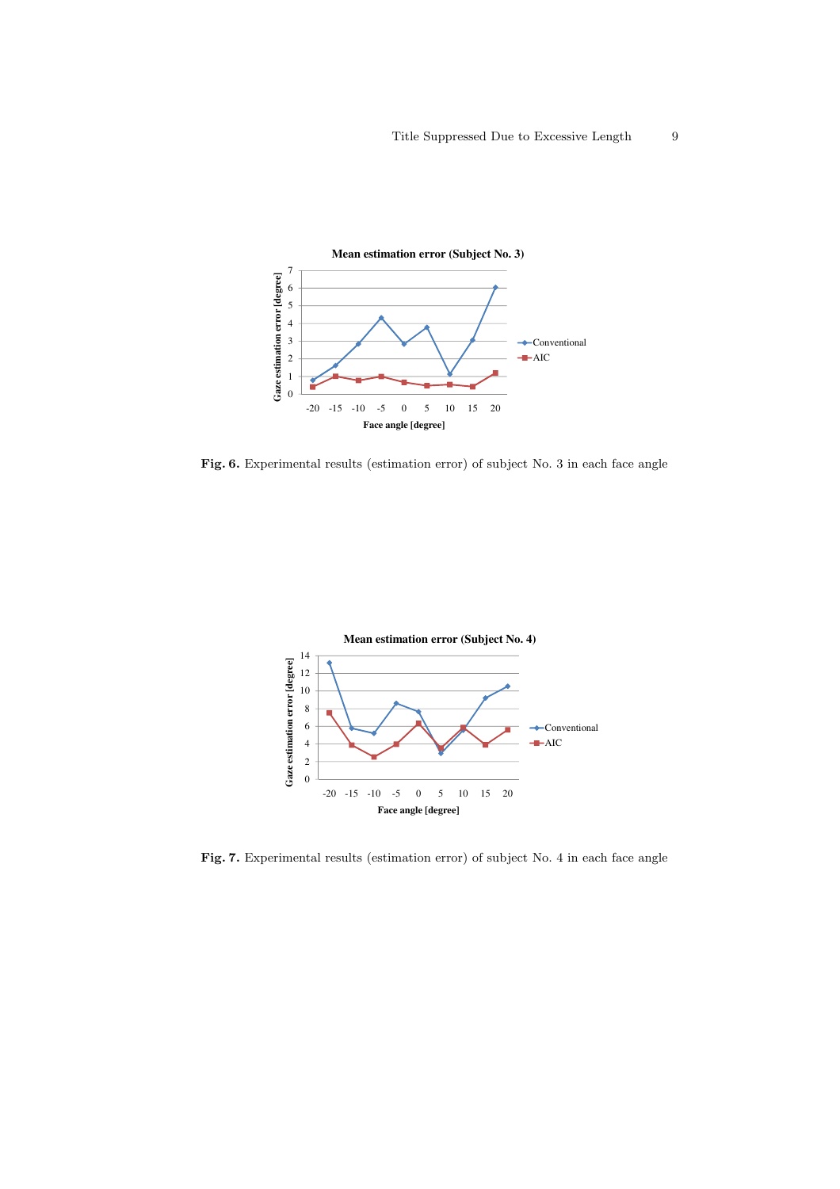Fig. 6. Experimental results (estimation error) of subject No. 3 in each face angle

Fig. 7. Experimental results (estimation error) of subject No. 4 in each face angle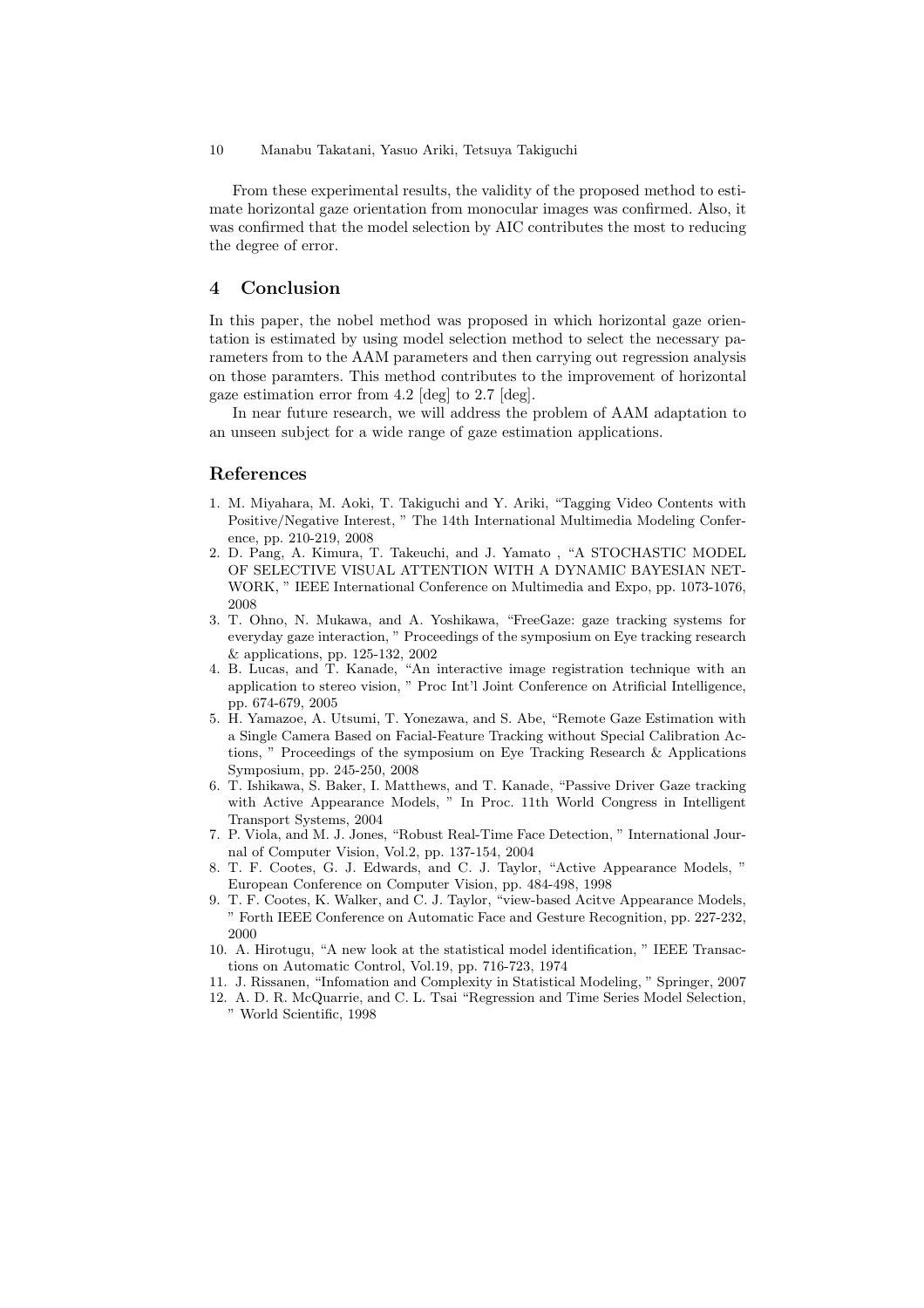From these experimental results, the validity of the proposed method to estimate horizontal gaze orientation from monocular images was confirmed. Also, it was confirmed that the model selection by AIC contributes the most to reducing the degree of error.

## 4 Conclusion

In this paper, the nobel method was proposed in which horizontal gaze orientation is estimated by using model selection method to select the necessary parameters from to the AAM parameters and then carrying out regression analysis on those paramters. This method contributes to the improvement of horizontal gaze estimation error from 4.2 [deg] to 2.7 [deg].

In near future research, we will address the problem of AAM adaptation to an unseen subject for a wide range of gaze estimation applications.

## References

1. M. Miyahara, M. Aoki, T. Takiguchi and Y. Ariki, "Tagging Video Contents with Positive/Negative Interest, " The 14th International Multimedia Modeling Conference, pp. 210-219, 2008
2. D. Pang, A. Kimura, T. Takeuchi, and J. Yamato , "A STOCHASTIC MODEL OF SELECTIVE VISUAL ATTENTION WITH A DYNAMIC BAYESIAN NETWORK, " IEEE International Conference on Multimedia and Expo, pp. 1073-1076, 2008
3. T. Ohno, N. Mukawa, and A. Yoshikawa, "FreeGaze: gaze tracking systems for everyday gaze interaction, " Proceedings of the symposium on Eye tracking research & applications, pp. 125-132, 2002
4. B. Lucas, and T. Kanade, "An interactive image registration technique with an application to stereo vision, " Proc Int'l Joint Conference on Atrificial Intelligence, pp. 674-679, 2005
5. H. Yamazoe, A. Utsumi, T. Yonezawa, and S. Abe, "Remote Gaze Estimation with a Single Camera Based on Facial-Feature Tracking without Special Calibration Actions, " Proceedings of the symposium on Eye Tracking Research & Applications Symposium, pp. 245-250, 2008
6. T. Ishikawa, S. Baker, I. Matthews, and T. Kanade, "Passive Driver Gaze tracking with Active Appearance Models, " In Proc. 11th World Congress in Intelligent Transport Systems, 2004
7. P. Viola, and M. J. Jones, "Robust Real-Time Face Detection, " International Journal of Computer Vision, Vol.2, pp. 137-154, 2004
8. T. F. Cootes, G. J. Edwards, and C. J. Taylor, "Active Appearance Models, " European Conference on Computer Vision, pp. 484-498, 1998
9. T. F. Cootes, K. Walker, and C. J. Taylor, "view-based Acitve Appearance Models, " Forth IEEE Conference on Automatic Face and Gesture Recognition, pp. 227-232, 2000
10. A. Hirotugu, "A new look at the statistical model identification, " IEEE Transactions on Automatic Control, Vol.19, pp. 716-723, 1974
11. J. Rissanen, "Infomation and Complexity in Statistical Modeling, " Springer, 2007
12. A. D. R. McQuarrie, and C. L. Tsai "Regression and Time Series Model Selection, " World Scientific, 1998